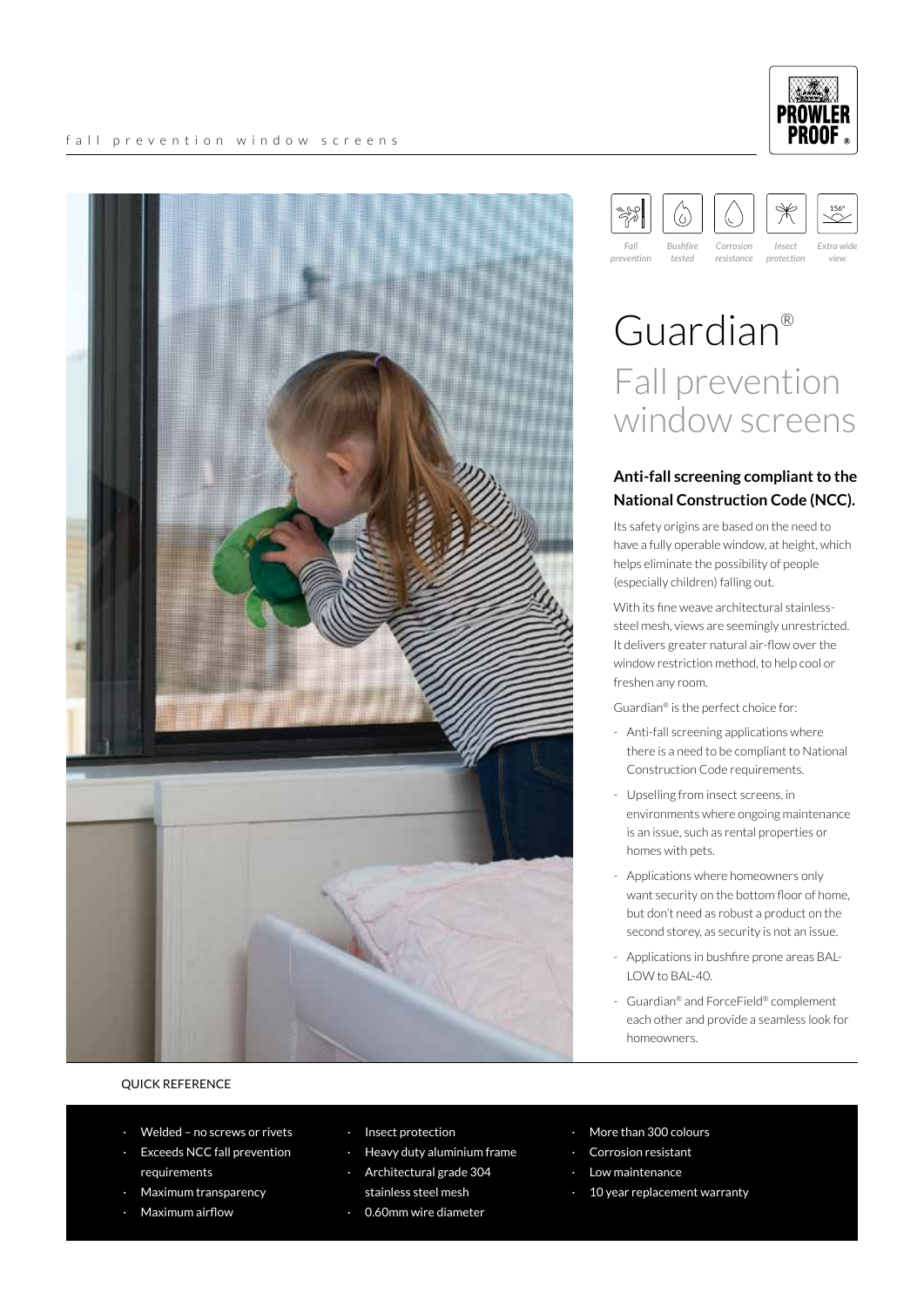fall prevention window screens

Fall prevention | Bushfire tested | Corrosion resistance | Insect protection | Extra wide view

# Guardian®

## Fall prevention window screens

### Anti-fall screening compliant to the National Construction Code (NCC).

Its safety origins are based on the need to have a fully operable window, at height, which helps eliminate the possibility of people (especially children) falling out.

With its fine weave architectural stainless-steel mesh, views are seemingly unrestricted. It delivers greater natural air-flow over the window restriction method, to help cool or freshen any room.

Guardian® is the perfect choice for:

- Anti-fall screening applications where there is a need to be compliant to National Construction Code requirements.
- Upselling from insect screens, in environments where ongoing maintenance is an issue, such as rental properties or homes with pets.
- Applications where homeowners only want security on the bottom floor of home, but don't need as robust a product on the second storey, as security is not an issue.
- Applications in bushfire prone areas BAL-LOW to BAL-40.
- Guardian® and ForceField® complement each other and provide a seamless look for homeowners.

QUICK REFERENCE

- Welded – no screws or rivets
- Exceeds NCC fall prevention requirements
- Maximum transparency
- Maximum airflow
- Insect protection
- Heavy duty aluminium frame
- Architectural grade 304 stainless steel mesh
- 0.60mm wire diameter
- More than 300 colours
- Corrosion resistant
- Low maintenance
- 10 year replacement warranty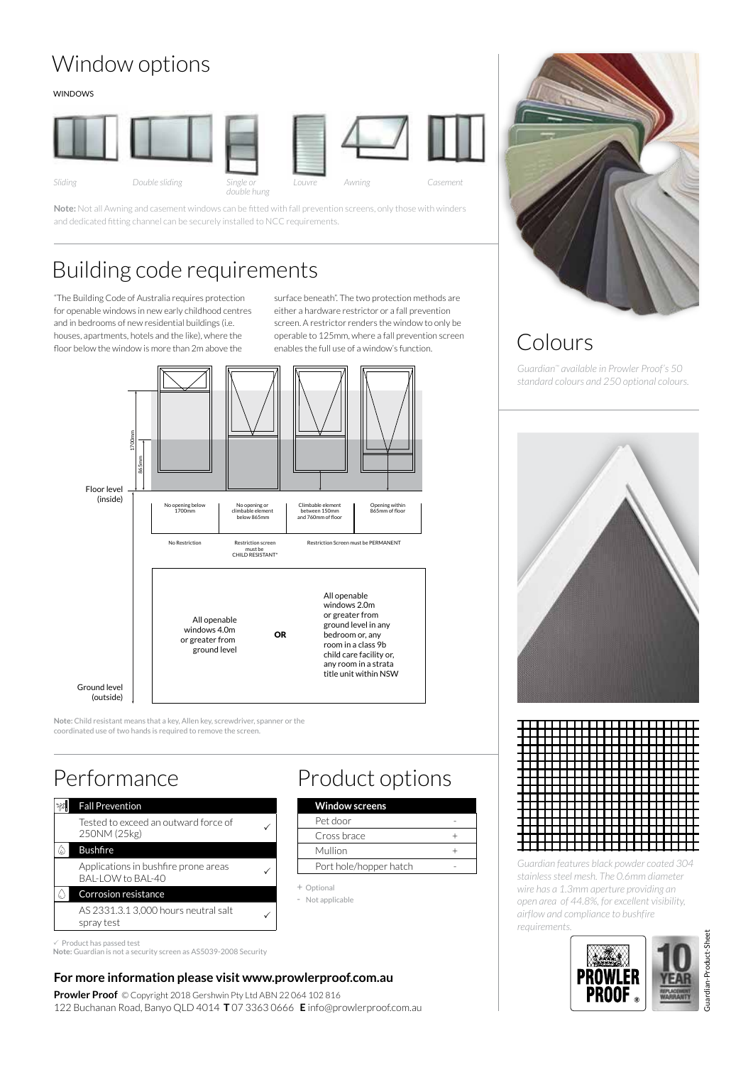# Window options

WINDOWS

*Sliding* *Double sliding* *Single or double hung* *Louvre* *Awning* *Casement*

**Note:** Not all Awning and casement windows can be fitted with fall prevention screens, only those with winders and dedicated fitting channel can be securely installed to NCC requirements.

# Building code requirements

"The Building Code of Australia requires protection for openable windows in new early childhood centres and in bedrooms of new residential buildings (i.e. houses, apartments, hotels and the like), where the floor below the window is more than 2m above the surface beneath". The two protection methods are either a hardware restrictor or a fall prevention screen. A restrictor renders the window to only be operable to 125mm, where a fall prevention screen enables the full use of a window's function.

1700mm

865mm

Floor level (inside)

No opening below 1700mm

No opening or climbable element below 865mm

Climbable element between 150mm and 760mm of floor

Opening within 865mm of floor

No Restriction

Restriction screen must be CHILD RESISTANT*

Restriction Screen must be PERMANENT

All openable windows 4.0m or greater from ground level

**OR**

All openable windows 2.0m or greater from ground level in any bedroom or, any room in a class 9b child care facility or, any room in a strata title unit within NSW

Ground level (outside)

**Note:** Child resistant means that a key, Allen key, screwdriver, spanner or the coordinated use of two hands is required to remove the screen.

# Performance

| Fall Prevention | |
|---|---|
| Tested to exceed an outward force of 250NM (25kg) | ✓ |
| **Bushfire** | |
| Applications in bushfire prone areas BAL-LOW to BAL-40 | ✓ |
| **Corrosion resistance** | |
| AS 2331.3.1 3,000 hours neutral salt spray test | ✓ |

✓ Product has passed test

**Note:** Guardian is not a security screen as AS5039-2008 Security

# Product options

| Window screens | |
|---|---|
| Pet door | - |
| Cross brace | + |
| Mullion | + |
| Port hole/hopper hatch | - |

\+ Optional

\- Not applicable

# Colours

*Guardian™ available in Prowler Proof's 50 standard colours and 250 optional colours.*

*Guardian features black powder coated 304 stainless steel mesh. The 0.6mm diameter wire has a 1.3mm aperture providing an open area of 44.8%, for excellent visibility, airflow and compliance to bushfire requirements.*

PROWLER PROOF®

10 YEAR REPLACEMENT WARRANTY

Guardian-Product-Sheet

### For more information please visit www.prowlerproof.com.au

**Prowler Proof** © Copyright 2018 Gershwin Pty Ltd ABN 22 064 102 816
122 Buchanan Road, Banyo QLD 4014 **T** 07 3363 0666 **E** info@prowlerproof.com.au